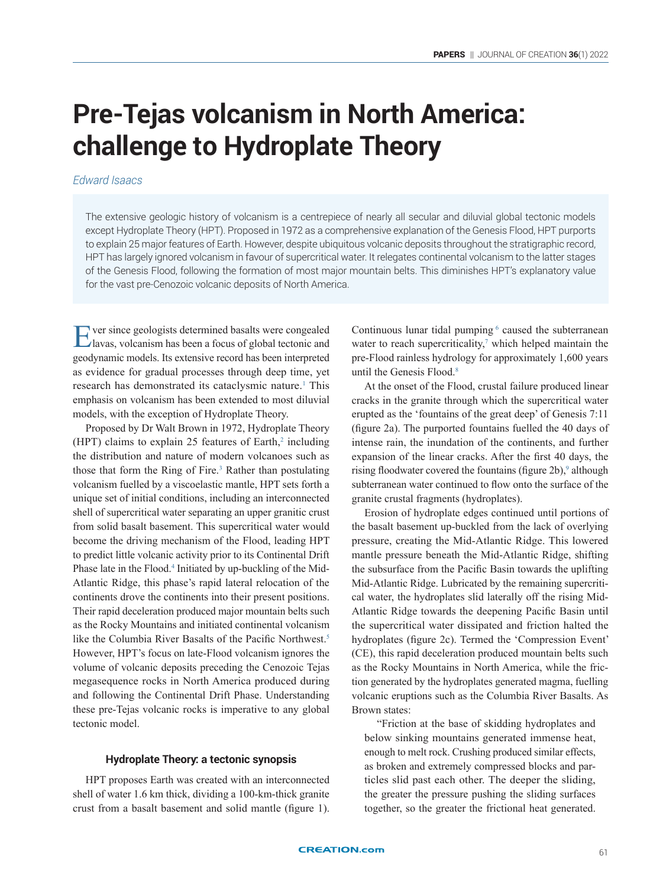# Pre-Tejas volcanism in North America: challenge to Hydroplate Theory

*Edward Isaacs*

The extensive geologic history of volcanism is a centrepiece of nearly all secular and diluvial global tectonic models except Hydroplate Theory (HPT). Proposed in 1972 as a comprehensive explanation of the Genesis Flood, HPT purports to explain 25 major features of Earth. However, despite ubiquitous volcanic deposits throughout the stratigraphic record, HPT has largely ignored volcanism in favour of supercritical water. It relegates continental volcanism to the latter stages of the Genesis Flood, following the formation of most major mountain belts. This diminishes HPT's explanatory value for the vast pre-Cenozoic volcanic deposits of North America.

Ever since geologists determined basalts were congealed lavas, volcanism has been a focus of global tectonic and geodynamic models. Its extensive record has been interpreted as evidence for gradual processes through deep time, yet research has demonstrated its cataclysmic nature.[1] This emphasis on volcanism has been extended to most diluvial models, with the exception of Hydroplate Theory.

Proposed by Dr Walt Brown in 1972, Hydroplate Theory (HPT) claims to explain 25 features of Earth,[2] including the distribution and nature of modern volcanoes such as those that form the Ring of Fire.[3] Rather than postulating volcanism fuelled by a viscoelastic mantle, HPT sets forth a unique set of initial conditions, including an interconnected shell of supercritical water separating an upper granitic crust from solid basalt basement. This supercritical water would become the driving mechanism of the Flood, leading HPT to predict little volcanic activity prior to its Continental Drift Phase late in the Flood.[4] Initiated by up-buckling of the Mid-Atlantic Ridge, this phase's rapid lateral relocation of the continents drove the continents into their present positions. Their rapid deceleration produced major mountain belts such as the Rocky Mountains and initiated continental volcanism like the Columbia River Basalts of the Pacific Northwest.[5] However, HPT's focus on late-Flood volcanism ignores the volume of volcanic deposits preceding the Cenozoic Tejas megasequence rocks in North America produced during and following the Continental Drift Phase. Understanding these pre-Tejas volcanic rocks is imperative to any global tectonic model.

### Hydroplate Theory: a tectonic synopsis

HPT proposes Earth was created with an interconnected shell of water 1.6 km thick, dividing a 100-km-thick granite crust from a basalt basement and solid mantle (figure 1). Continuous lunar tidal pumping[6] caused the subterranean water to reach supercriticality,[7] which helped maintain the pre-Flood rainless hydrology for approximately 1,600 years until the Genesis Flood.[8]

At the onset of the Flood, crustal failure produced linear cracks in the granite through which the supercritical water erupted as the 'fountains of the great deep' of Genesis 7:11 (figure 2a). The purported fountains fuelled the 40 days of intense rain, the inundation of the continents, and further expansion of the linear cracks. After the first 40 days, the rising floodwater covered the fountains (figure 2b),[9] although subterranean water continued to flow onto the surface of the granite crustal fragments (hydroplates).

Erosion of hydroplate edges continued until portions of the basalt basement up-buckled from the lack of overlying pressure, creating the Mid-Atlantic Ridge. This lowered mantle pressure beneath the Mid-Atlantic Ridge, shifting the subsurface from the Pacific Basin towards the uplifting Mid-Atlantic Ridge. Lubricated by the remaining supercritical water, the hydroplates slid laterally off the rising Mid-Atlantic Ridge towards the deepening Pacific Basin until the supercritical water dissipated and friction halted the hydroplates (figure 2c). Termed the 'Compression Event' (CE), this rapid deceleration produced mountain belts such as the Rocky Mountains in North America, while the friction generated by the hydroplates generated magma, fuelling volcanic eruptions such as the Columbia River Basalts. As Brown states:

> "Friction at the base of skidding hydroplates and below sinking mountains generated immense heat, enough to melt rock. Crushing produced similar effects, as broken and extremely compressed blocks and particles slid past each other. The deeper the sliding, the greater the pressure pushing the sliding surfaces together, so the greater the frictional heat generated.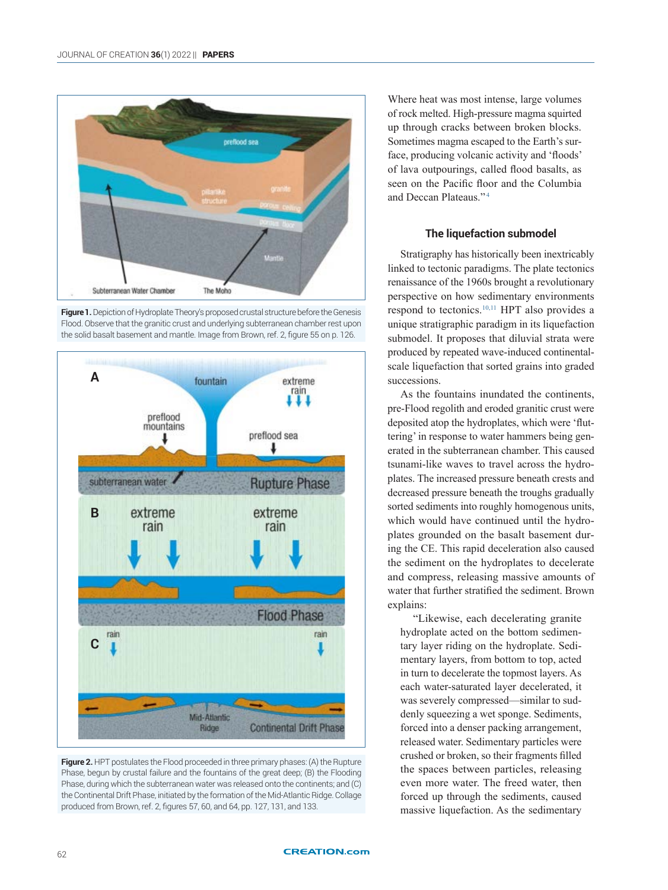**Figure 1.** Depiction of Hydroplate Theory's proposed crustal structure before the Genesis Flood. Observe that the granitic crust and underlying subterranean chamber rest upon the solid basalt basement and mantle. Image from Brown, ref. 2, figure 55 on p. 126.

**Figure 2.** HPT postulates the Flood proceeded in three primary phases: (A) the Rupture Phase, begun by crustal failure and the fountains of the great deep; (B) the Flooding Phase, during which the subterranean water was released onto the continents; and (C) the Continental Drift Phase, initiated by the formation of the Mid-Atlantic Ridge. Collage produced from Brown, ref. 2, figures 57, 60, and 64, pp. 127, 131, and 133.

Where heat was most intense, large volumes of rock melted. High-pressure magma squirted up through cracks between broken blocks. Sometimes magma escaped to the Earth's surface, producing volcanic activity and 'floods' of lava outpourings, called flood basalts, as seen on the Pacific floor and the Columbia and Deccan Plateaus."[4]

### The liquefaction submodel

Stratigraphy has historically been inextricably linked to tectonic paradigms. The plate tectonics renaissance of the 1960s brought a revolutionary perspective on how sedimentary environments respond to tectonics.[10,11] HPT also provides a unique stratigraphic paradigm in its liquefaction submodel. It proposes that diluvial strata were produced by repeated wave-induced continental-scale liquefaction that sorted grains into graded successions.

As the fountains inundated the continents, pre-Flood regolith and eroded granitic crust were deposited atop the hydroplates, which were 'fluttering' in response to water hammers being generated in the subterranean chamber. This caused tsunami-like waves to travel across the hydroplates. The increased pressure beneath crests and decreased pressure beneath the troughs gradually sorted sediments into roughly homogenous units, which would have continued until the hydroplates grounded on the basalt basement during the CE. This rapid deceleration also caused the sediment on the hydroplates to decelerate and compress, releasing massive amounts of water that further stratified the sediment. Brown explains:

> "Likewise, each decelerating granite hydroplate acted on the bottom sedimentary layer riding on the hydroplate. Sedimentary layers, from bottom to top, acted in turn to decelerate the topmost layers. As each water-saturated layer decelerated, it was severely compressed—similar to suddenly squeezing a wet sponge. Sediments, forced into a denser packing arrangement, released water. Sedimentary particles were crushed or broken, so their fragments filled the spaces between particles, releasing even more water. The freed water, then forced up through the sediments, caused massive liquefaction. As the sedimentary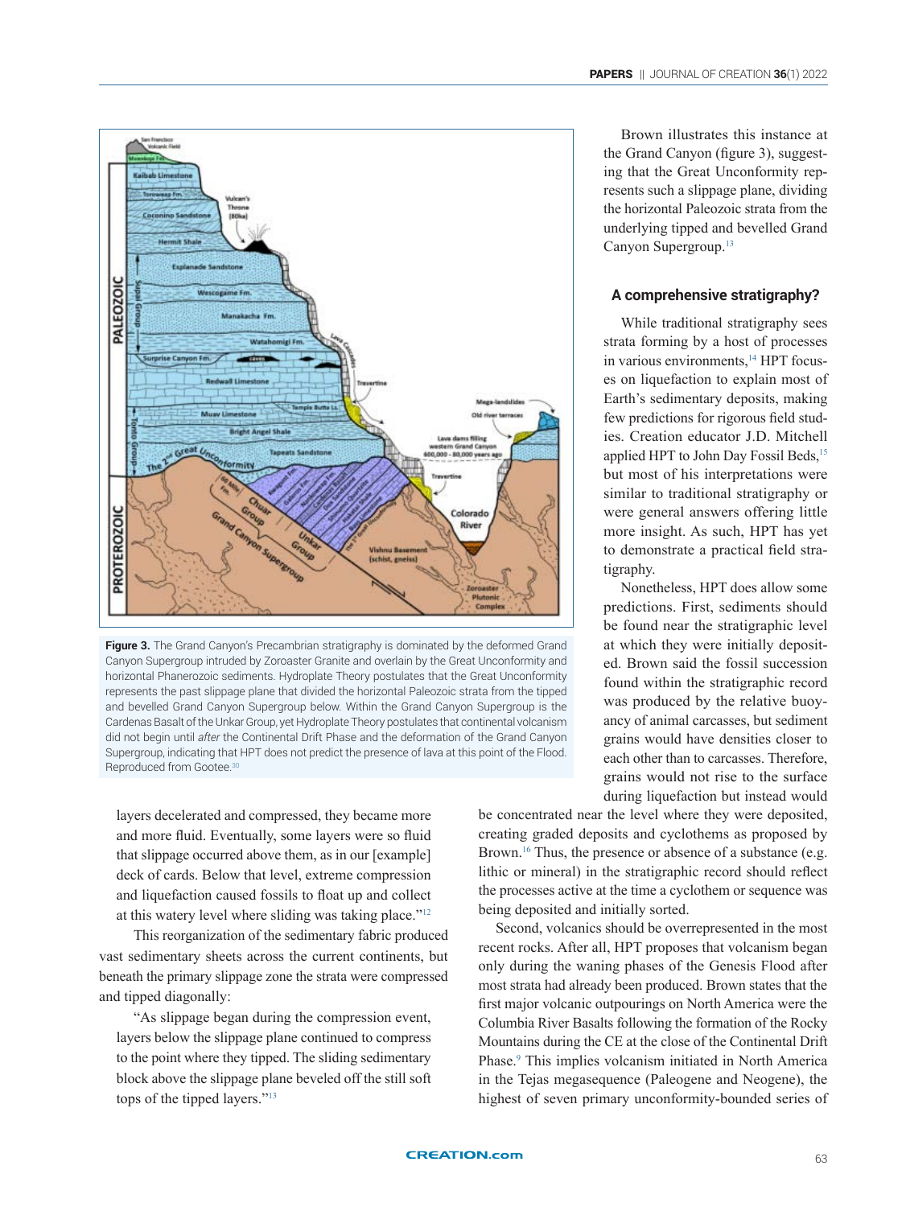Figure 3. The Grand Canyon's Precambrian stratigraphy is dominated by the deformed Grand Canyon Supergroup intruded by Zoroaster Granite and overlain by the Great Unconformity and horizontal Phanerozoic sediments. Hydroplate Theory postulates that the Great Unconformity represents the past slippage plane that divided the horizontal Paleozoic strata from the tipped and bevelled Grand Canyon Supergroup below. Within the Grand Canyon Supergroup is the Cardenas Basalt of the Unkar Group, yet Hydroplate Theory postulates that continental volcanism did not begin until *after* the Continental Drift Phase and the deformation of the Grand Canyon Supergroup, indicating that HPT does not predict the presence of lava at this point of the Flood. Reproduced from Gootee.[30]

layers decelerated and compressed, they became more and more fluid. Eventually, some layers were so fluid that slippage occurred above them, as in our [example] deck of cards. Below that level, extreme compression and liquefaction caused fossils to float up and collect at this watery level where sliding was taking place."[12]

This reorganization of the sedimentary fabric produced vast sedimentary sheets across the current continents, but beneath the primary slippage zone the strata were compressed and tipped diagonally:

"As slippage began during the compression event, layers below the slippage plane continued to compress to the point where they tipped. The sliding sedimentary block above the slippage plane beveled off the still soft tops of the tipped layers."[13]

Brown illustrates this instance at the Grand Canyon (figure 3), suggesting that the Great Unconformity represents such a slippage plane, dividing the horizontal Paleozoic strata from the underlying tipped and bevelled Grand Canyon Supergroup.[13]

## A comprehensive stratigraphy?

While traditional stratigraphy sees strata forming by a host of processes in various environments,[14] HPT focuses on liquefaction to explain most of Earth's sedimentary deposits, making few predictions for rigorous field studies. Creation educator J.D. Mitchell applied HPT to John Day Fossil Beds,[15] but most of his interpretations were similar to traditional stratigraphy or were general answers offering little more insight. As such, HPT has yet to demonstrate a practical field stratigraphy.

Nonetheless, HPT does allow some predictions. First, sediments should be found near the stratigraphic level at which they were initially deposited. Brown said the fossil succession found within the stratigraphic record was produced by the relative buoyancy of animal carcasses, but sediment grains would have densities closer to each other than to carcasses. Therefore, grains would not rise to the surface during liquefaction but instead would be concentrated near the level where they were deposited, creating graded deposits and cyclothems as proposed by Brown.[16] Thus, the presence or absence of a substance (e.g. lithic or mineral) in the stratigraphic record should reflect the processes active at the time a cyclothem or sequence was being deposited and initially sorted.

Second, volcanics should be overrepresented in the most recent rocks. After all, HPT proposes that volcanism began only during the waning phases of the Genesis Flood after most strata had already been produced. Brown states that the first major volcanic outpourings on North America were the Columbia River Basalts following the formation of the Rocky Mountains during the CE at the close of the Continental Drift Phase.[9] This implies volcanism initiated in North America in the Tejas megasequence (Paleogene and Neogene), the highest of seven primary unconformity-bounded series of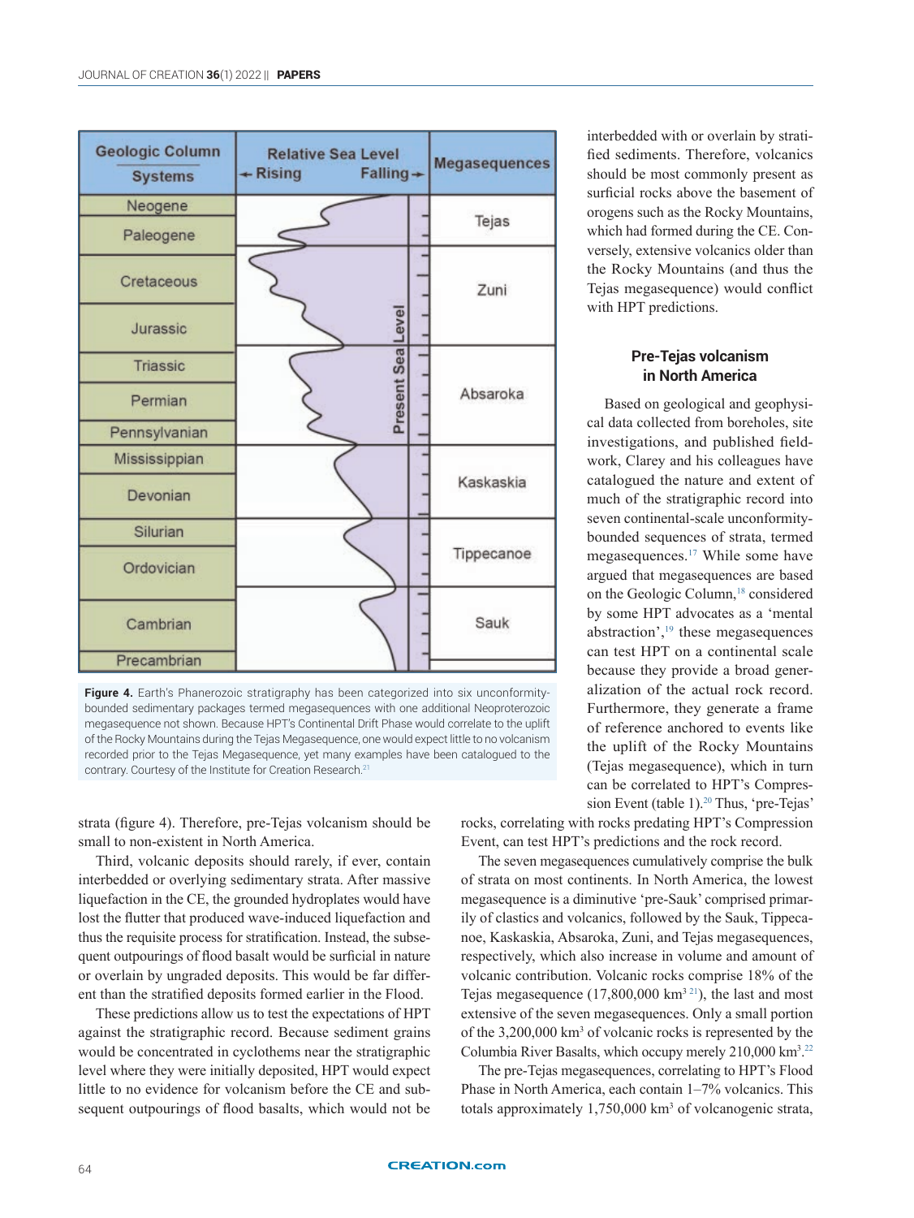**Figure 4.** Earth's Phanerozoic stratigraphy has been categorized into six unconformity-bounded sedimentary packages termed megasequences with one additional Neoproterozoic megasequence not shown. Because HPT's Continental Drift Phase would correlate to the uplift of the Rocky Mountains during the Tejas Megasequence, one would expect little to no volcanism recorded prior to the Tejas Megasequence, yet many examples have been catalogued to the contrary. Courtesy of the Institute for Creation Research.[21]

strata (figure 4). Therefore, pre-Tejas volcanism should be small to non-existent in North America.

Third, volcanic deposits should rarely, if ever, contain interbedded or overlying sedimentary strata. After massive liquefaction in the CE, the grounded hydroplates would have lost the flutter that produced wave-induced liquefaction and thus the requisite process for stratification. Instead, the subsequent outpourings of flood basalt would be surficial in nature or overlain by ungraded deposits. This would be far different than the stratified deposits formed earlier in the Flood.

These predictions allow us to test the expectations of HPT against the stratigraphic record. Because sediment grains would be concentrated in cyclothems near the stratigraphic level where they were initially deposited, HPT would expect little to no evidence for volcanism before the CE and subsequent outpourings of flood basalts, which would not be interbedded with or overlain by stratified sediments. Therefore, volcanics should be most commonly present as surficial rocks above the basement of orogens such as the Rocky Mountains, which had formed during the CE. Conversely, extensive volcanics older than the Rocky Mountains (and thus the Tejas megasequence) would conflict with HPT predictions.

## Pre-Tejas volcanism in North America

Based on geological and geophysical data collected from boreholes, site investigations, and published fieldwork, Clarey and his colleagues have catalogued the nature and extent of much of the stratigraphic record into seven continental-scale unconformity-bounded sequences of strata, termed megasequences.[17] While some have argued that megasequences are based on the Geologic Column,[18] considered by some HPT advocates as a 'mental abstraction',[19] these megasequences can test HPT on a continental scale because they provide a broad generalization of the actual rock record. Furthermore, they generate a frame of reference anchored to events like the uplift of the Rocky Mountains (Tejas megasequence), which in turn can be correlated to HPT's Compression Event (table 1).[20] Thus, 'pre-Tejas' rocks, correlating with rocks predating HPT's Compression Event, can test HPT's predictions and the rock record.

The seven megasequences cumulatively comprise the bulk of strata on most continents. In North America, the lowest megasequence is a diminutive 'pre-Sauk' comprised primarily of clastics and volcanics, followed by the Sauk, Tippecanoe, Kaskaskia, Absaroka, Zuni, and Tejas megasequences, respectively, which also increase in volume and amount of volcanic contribution. Volcanic rocks comprise 18% of the Tejas megasequence (17,800,000 km$^3$ [21]), the last and most extensive of the seven megasequences. Only a small portion of the 3,200,000 km$^3$ of volcanic rocks is represented by the Columbia River Basalts, which occupy merely 210,000 km$^3$.[22]

The pre-Tejas megasequences, correlating to HPT's Flood Phase in North America, each contain 1–7% volcanics. This totals approximately 1,750,000 km$^3$ of volcanogenic strata,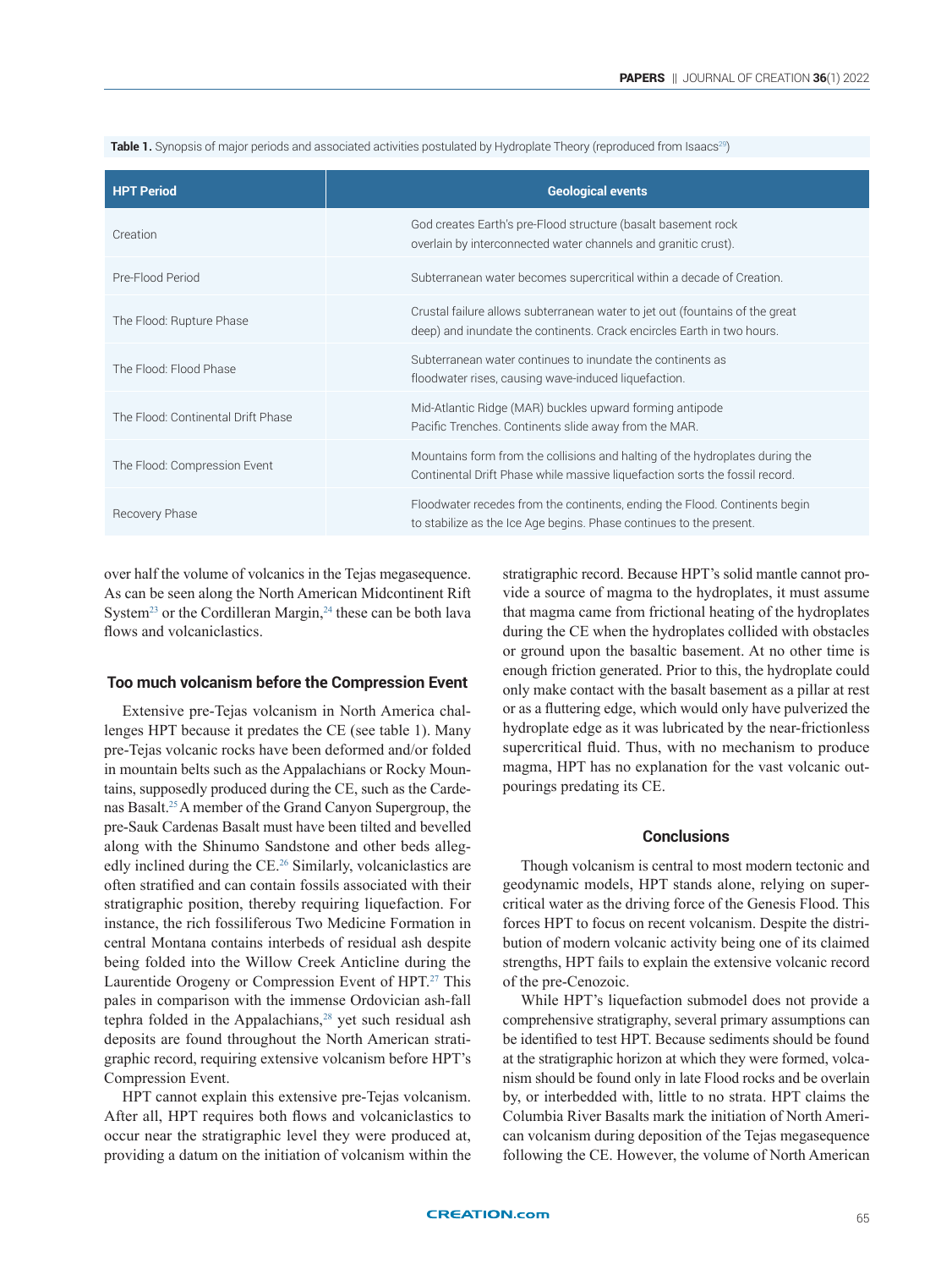**Table 1.** Synopsis of major periods and associated activities postulated by Hydroplate Theory (reproduced from Isaacs[20])

| HPT Period | Geological events |
|---|---|
| Creation | God creates Earth's pre-Flood structure (basalt basement rock overlain by interconnected water channels and granitic crust). |
| Pre-Flood Period | Subterranean water becomes supercritical within a decade of Creation. |
| The Flood: Rupture Phase | Crustal failure allows subterranean water to jet out (fountains of the great deep) and inundate the continents. Crack encircles Earth in two hours. |
| The Flood: Flood Phase | Subterranean water continues to inundate the continents as floodwater rises, causing wave-induced liquefaction. |
| The Flood: Continental Drift Phase | Mid-Atlantic Ridge (MAR) buckles upward forming antipode Pacific Trenches. Continents slide away from the MAR. |
| The Flood: Compression Event | Mountains form from the collisions and halting of the hydroplates during the Continental Drift Phase while massive liquefaction sorts the fossil record. |
| Recovery Phase | Floodwater recedes from the continents, ending the Flood. Continents begin to stabilize as the Ice Age begins. Phase continues to the present. |

over half the volume of volcanics in the Tejas megasequence. As can be seen along the North American Midcontinent Rift System[23] or the Cordilleran Margin,[24] these can be both lava flows and volcaniclastics.

### Too much volcanism before the Compression Event

Extensive pre-Tejas volcanism in North America challenges HPT because it predates the CE (see table 1). Many pre-Tejas volcanic rocks have been deformed and/or folded in mountain belts such as the Appalachians or Rocky Mountains, supposedly produced during the CE, such as the Cardenas Basalt.[25] A member of the Grand Canyon Supergroup, the pre-Sauk Cardenas Basalt must have been tilted and bevelled along with the Shinumo Sandstone and other beds allegedly inclined during the CE.[26] Similarly, volcaniclastics are often stratified and can contain fossils associated with their stratigraphic position, thereby requiring liquefaction. For instance, the rich fossiliferous Two Medicine Formation in central Montana contains interbeds of residual ash despite being folded into the Willow Creek Anticline during the Laurentide Orogeny or Compression Event of HPT.[27] This pales in comparison with the immense Ordovician ash-fall tephra folded in the Appalachians,[28] yet such residual ash deposits are found throughout the North American stratigraphic record, requiring extensive volcanism before HPT's Compression Event.

HPT cannot explain this extensive pre-Tejas volcanism. After all, HPT requires both flows and volcaniclastics to occur near the stratigraphic level they were produced at, providing a datum on the initiation of volcanism within the stratigraphic record. Because HPT's solid mantle cannot provide a source of magma to the hydroplates, it must assume that magma came from frictional heating of the hydroplates during the CE when the hydroplates collided with obstacles or ground upon the basaltic basement. At no other time is enough friction generated. Prior to this, the hydroplate could only make contact with the basalt basement as a pillar at rest or as a fluttering edge, which would only have pulverized the hydroplate edge as it was lubricated by the near-frictionless supercritical fluid. Thus, with no mechanism to produce magma, HPT has no explanation for the vast volcanic outpourings predating its CE.

### Conclusions

Though volcanism is central to most modern tectonic and geodynamic models, HPT stands alone, relying on supercritical water as the driving force of the Genesis Flood. This forces HPT to focus on recent volcanism. Despite the distribution of modern volcanic activity being one of its claimed strengths, HPT fails to explain the extensive volcanic record of the pre-Cenozoic.

While HPT's liquefaction submodel does not provide a comprehensive stratigraphy, several primary assumptions can be identified to test HPT. Because sediments should be found at the stratigraphic horizon at which they were formed, volcanism should be found only in late Flood rocks and be overlain by, or interbedded with, little to no strata. HPT claims the Columbia River Basalts mark the initiation of North American volcanism during deposition of the Tejas megasequence following the CE. However, the volume of North American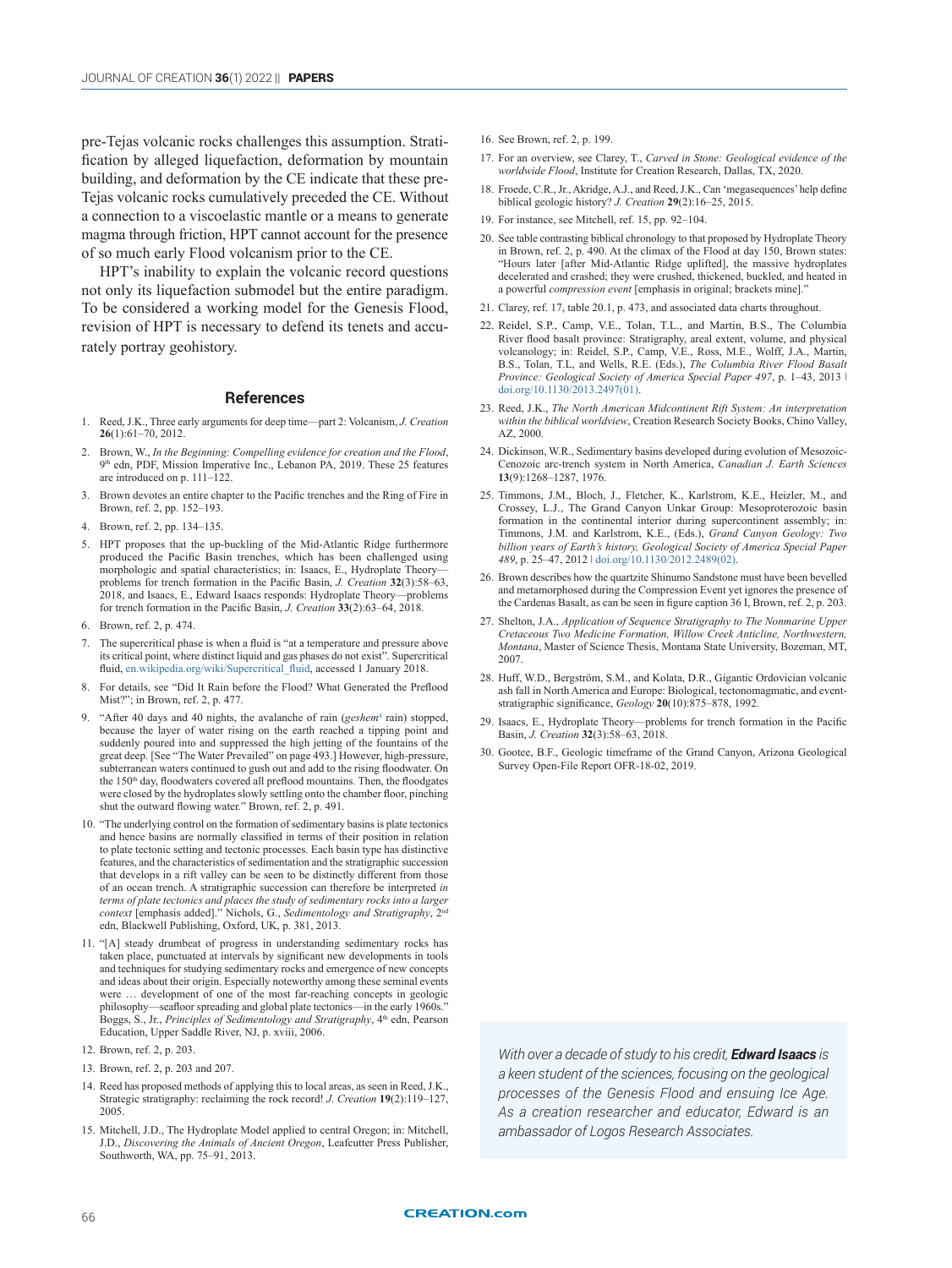pre-Tejas volcanic rocks challenges this assumption. Stratification by alleged liquefaction, deformation by mountain building, and deformation by the CE indicate that these pre-Tejas volcanic rocks cumulatively preceded the CE. Without a connection to a viscoelastic mantle or a means to generate magma through friction, HPT cannot account for the presence of so much early Flood volcanism prior to the CE.

HPT's inability to explain the volcanic record questions not only its liquefaction submodel but the entire paradigm. To be considered a working model for the Genesis Flood, revision of HPT is necessary to defend its tenets and accurately portray geohistory.

## References

1. Reed, J.K., Three early arguments for deep time—part 2: Volcanism, *J. Creation* **26**(1):61–70, 2012.
2. Brown, W., *In the Beginning: Compelling evidence for creation and the Flood*, 9th edn, PDF, Mission Imperative Inc., Lebanon PA, 2019. These 25 features are introduced on p. 111–122.
3. Brown devotes an entire chapter to the Pacific trenches and the Ring of Fire in Brown, ref. 2, pp. 152–193.
4. Brown, ref. 2, pp. 134–135.
5. HPT proposes that the up-buckling of the Mid-Atlantic Ridge furthermore produced the Pacific Basin trenches, which has been challenged using morphologic and spatial characteristics; in: Isaacs, E., Hydroplate Theory—problems for trench formation in the Pacific Basin, *J. Creation* **32**(3):58–63, 2018, and Isaacs, E., Edward Isaacs responds: Hydroplate Theory—problems for trench formation in the Pacific Basin, *J. Creation* **33**(2):63–64, 2018.
6. Brown, ref. 2, p. 474.
7. The supercritical phase is when a fluid is "at a temperature and pressure above its critical point, where distinct liquid and gas phases do not exist". Supercritical fluid, en.wikipedia.org/wiki/Supercritical_fluid, accessed 1 January 2018.
8. For details, see "Did It Rain before the Flood? What Generated the Preflood Mist?"; in Brown, ref. 2, p. 477.
9. "After 40 days and 40 nights, the avalanche of rain (*geshem*[4] rain) stopped, because the layer of water rising on the earth reached a tipping point and suddenly poured into and suppressed the high jetting of the fountains of the great deep. [See "The Water Prevailed" on page 493.] However, high-pressure, subterranean waters continued to gush out and add to the rising floodwater. On the 150th day, floodwaters covered all preflood mountains. Then, the floodgates were closed by the hydroplates slowly settling onto the chamber floor, pinching shut the outward flowing water." Brown, ref. 2, p. 491.
10. "The underlying control on the formation of sedimentary basins is plate tectonics and hence basins are normally classified in terms of their position in relation to plate tectonic setting and tectonic processes. Each basin type has distinctive features, and the characteristics of sedimentation and the stratigraphic succession that develops in a rift valley can be seen to be distinctly different from those of an ocean trench. A stratigraphic succession can therefore be interpreted *in terms of plate tectonics and places the study of sedimentary rocks into a larger context* [emphasis added]." Nichols, G., *Sedimentology and Stratigraphy*, 2nd edn, Blackwell Publishing, Oxford, UK, p. 381, 2013.
11. "[A] steady drumbeat of progress in understanding sedimentary rocks has taken place, punctuated at intervals by significant new developments in tools and techniques for studying sedimentary rocks and emergence of new concepts and ideas about their origin. Especially noteworthy among these seminal events were … development of one of the most far-reaching concepts in geologic philosophy—seafloor spreading and global plate tectonics—in the early 1960s." Boggs, S., Jr., *Principles of Sedimentology and Stratigraphy*, 4th edn, Pearson Education, Upper Saddle River, NJ, p. xviii, 2006.
12. Brown, ref. 2, p. 203.
13. Brown, ref. 2, p. 203 and 207.
14. Reed has proposed methods of applying this to local areas, as seen in Reed, J.K., Strategic stratigraphy: reclaiming the rock record! *J. Creation* **19**(2):119–127, 2005.
15. Mitchell, J.D., The Hydroplate Model applied to central Oregon; in: Mitchell, J.D., *Discovering the Animals of Ancient Oregon*, Leafcutter Press Publisher, Southworth, WA, pp. 75–91, 2013.
16. See Brown, ref. 2, p. 199.
17. For an overview, see Clarey, T., *Carved in Stone: Geological evidence of the worldwide Flood*, Institute for Creation Research, Dallas, TX, 2020.
18. Froede, C.R., Jr., Akridge, A.J., and Reed, J.K., Can 'megasequences' help define biblical geologic history? *J. Creation* **29**(2):16–25, 2015.
19. For instance, see Mitchell, ref. 15, pp. 92–104.
20. See table contrasting biblical chronology to that proposed by Hydroplate Theory in Brown, ref. 2, p. 490. At the climax of the Flood at day 150, Brown states: "Hours later [after Mid-Atlantic Ridge uplifted], the massive hydroplates decelerated and crashed; they were crushed, thickened, buckled, and heated in a powerful *compression event* [emphasis in original; brackets mine]."
21. Clarey, ref. 17, table 20.1, p. 473, and associated data charts throughout.
22. Reidel, S.P., Camp, V.E., Tolan, T.L., and Martin, B.S., The Columbia River flood basalt province: Stratigraphy, areal extent, volume, and physical volcanology; in: Reidel, S.P., Camp, V.E., Ross, M.E., Wolff, J.A., Martin, B.S., Tolan, T.L, and Wells, R.E. (Eds.), *The Columbia River Flood Basalt Province: Geological Society of America Special Paper 497*, p. 1–43, 2013 | doi.org/10.1130/2013.2497(01).
23. Reed, J.K., *The North American Midcontinent Rift System: An interpretation within the biblical worldview*, Creation Research Society Books, Chino Valley, AZ, 2000.
24. Dickinson, W.R., Sedimentary basins developed during evolution of Mesozoic-Cenozoic arc-trench system in North America, *Canadian J. Earth Sciences* **13**(9):1268–1287, 1976.
25. Timmons, J.M., Bloch, J., Fletcher, K., Karlstrom, K.E., Heizler, M., and Crossey, L.J., The Grand Canyon Unkar Group: Mesoproterozoic basin formation in the continental interior during supercontinent assembly; in: Timmons, J.M. and Karlstrom, K.E., (Eds.), *Grand Canyon Geology: Two billion years of Earth's history, Geological Society of America Special Paper 489*, p. 25–47, 2012 | doi.org/10.1130/2012.2489(02).
26. Brown describes how the quartzite Shinumo Sandstone must have been bevelled and metamorphosed during the Compression Event yet ignores the presence of the Cardenas Basalt, as can be seen in figure caption 36 I, Brown, ref. 2, p. 203.
27. Shelton, J.A., *Application of Sequence Stratigraphy to The Nonmarine Upper Cretaceous Two Medicine Formation, Willow Creek Anticline, Northwestern, Montana*, Master of Science Thesis, Montana State University, Bozeman, MT, 2007.
28. Huff, W.D., Bergström, S.M., and Kolata, D.R., Gigantic Ordovician volcanic ash fall in North America and Europe: Biological, tectonomagmatic, and event-stratigraphic significance, *Geology* **20**(10):875–878, 1992.
29. Isaacs, E., Hydroplate Theory—problems for trench formation in the Pacific Basin, *J. Creation* **32**(3):58–63, 2018.
30. Gootee, B.F., Geologic timeframe of the Grand Canyon, Arizona Geological Survey Open-File Report OFR-18-02, 2019.

*With over a decade of study to his credit, **Edward Isaacs** is a keen student of the sciences, focusing on the geological processes of the Genesis Flood and ensuing Ice Age. As a creation researcher and educator, Edward is an ambassador of Logos Research Associates.*